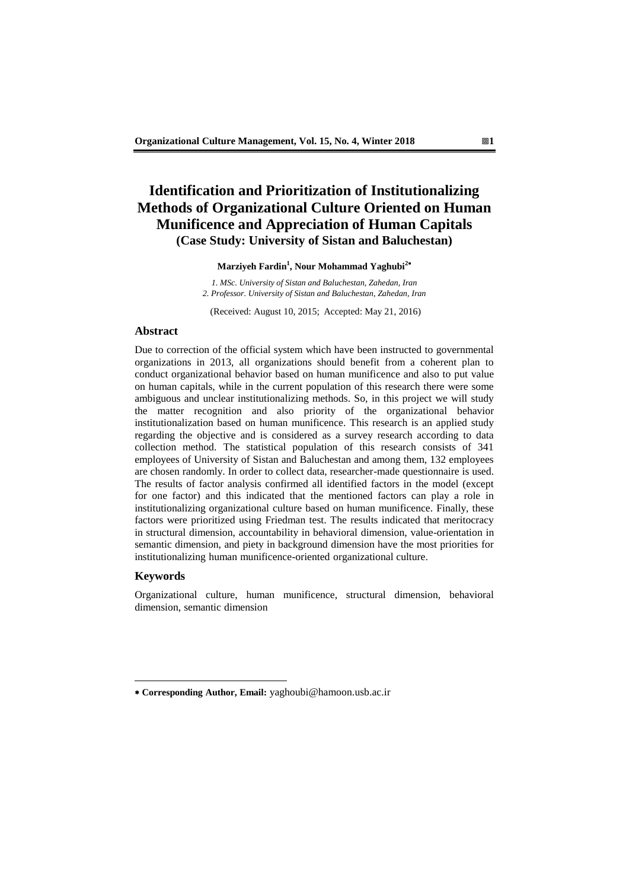# Identification and Prioritization of Institutionalizing Methods of Organizational Culture Oriented on Human Munificence and Appreciation of Human Capitals

## (Case Study: University of Sistan and Baluchestan)

**Marziyeh Fardin[1], Nour Mohammad Yaghubi[2*]**

*1. MSc. University of Sistan and Baluchestan, Zahedan, Iran*
*2. Professor. University of Sistan and Baluchestan, Zahedan, Iran*

(Received: August 10, 2015; Accepted: May 21, 2016)

### Abstract

Due to correction of the official system which have been instructed to governmental organizations in 2013, all organizations should benefit from a coherent plan to conduct organizational behavior based on human munificence and also to put value on human capitals, while in the current population of this research there were some ambiguous and unclear institutionalizing methods. So, in this project we will study the matter recognition and also priority of the organizational behavior institutionalization based on human munificence. This research is an applied study regarding the objective and is considered as a survey research according to data collection method. The statistical population of this research consists of 341 employees of University of Sistan and Baluchestan and among them, 132 employees are chosen randomly. In order to collect data, researcher-made questionnaire is used. The results of factor analysis confirmed all identified factors in the model (except for one factor) and this indicated that the mentioned factors can play a role in institutionalizing organizational culture based on human munificence. Finally, these factors were prioritized using Friedman test. The results indicated that meritocracy in structural dimension, accountability in behavioral dimension, value-orientation in semantic dimension, and piety in background dimension have the most priorities for institutionalizing human munificence-oriented organizational culture.

### Keywords

Organizational culture, human munificence, structural dimension, behavioral dimension, semantic dimension

---

* **Corresponding Author, Email:** yaghoubi@hamoon.usb.ac.ir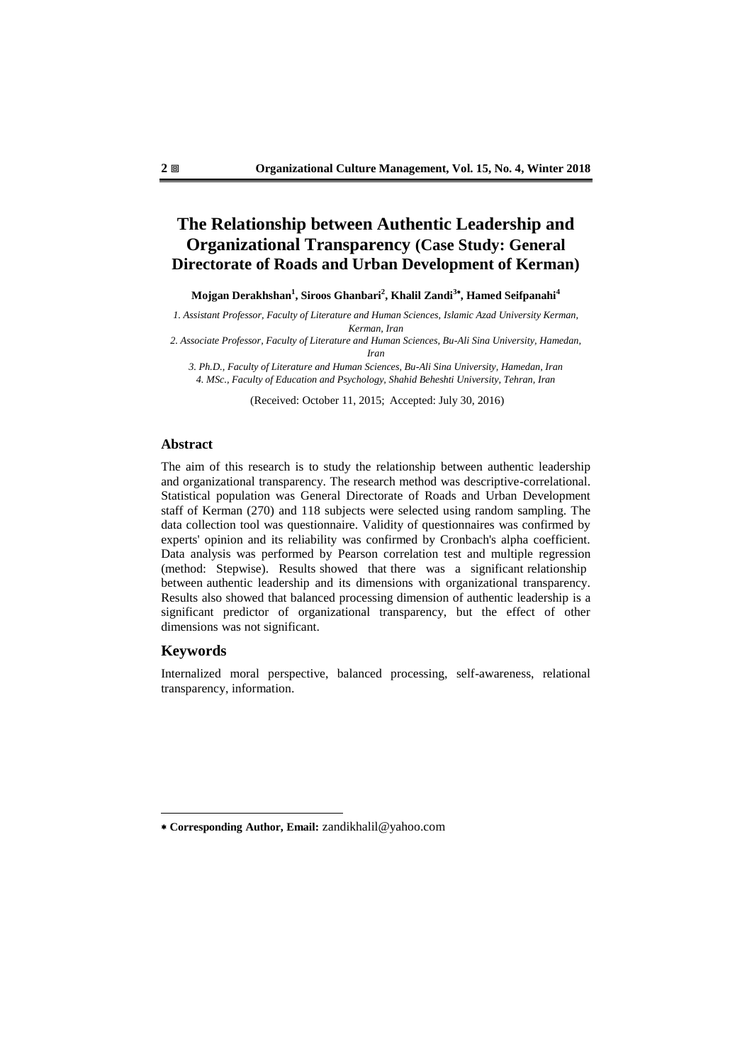# The Relationship between Authentic Leadership and Organizational Transparency (Case Study: General Directorate of Roads and Urban Development of Kerman)

**Mojgan Derakhshan[1], Siroos Ghanbari[2], Khalil Zandi[3*], Hamed Seifpanahi[4]**

*1. Assistant Professor, Faculty of Literature and Human Sciences, Islamic Azad University Kerman, Kerman, Iran*

*2. Associate Professor, Faculty of Literature and Human Sciences, Bu-Ali Sina University, Hamedan, Iran*

*3. Ph.D., Faculty of Literature and Human Sciences, Bu-Ali Sina University, Hamedan, Iran*

*4. MSc., Faculty of Education and Psychology, Shahid Beheshti University, Tehran, Iran*

(Received: October 11, 2015; Accepted: July 30, 2016)

## Abstract

The aim of this research is to study the relationship between authentic leadership and organizational transparency. The research method was descriptive-correlational. Statistical population was General Directorate of Roads and Urban Development staff of Kerman (270) and 118 subjects were selected using random sampling. The data collection tool was questionnaire. Validity of questionnaires was confirmed by experts' opinion and its reliability was confirmed by Cronbach's alpha coefficient. Data analysis was performed by Pearson correlation test and multiple regression (method: Stepwise). Results showed that there was a significant relationship between authentic leadership and its dimensions with organizational transparency. Results also showed that balanced processing dimension of authentic leadership is a significant predictor of organizational transparency, but the effect of other dimensions was not significant.

## Keywords

Internalized moral perspective, balanced processing, self-awareness, relational transparency, information.

---

\* **Corresponding Author, Email:** zandikhalil@yahoo.com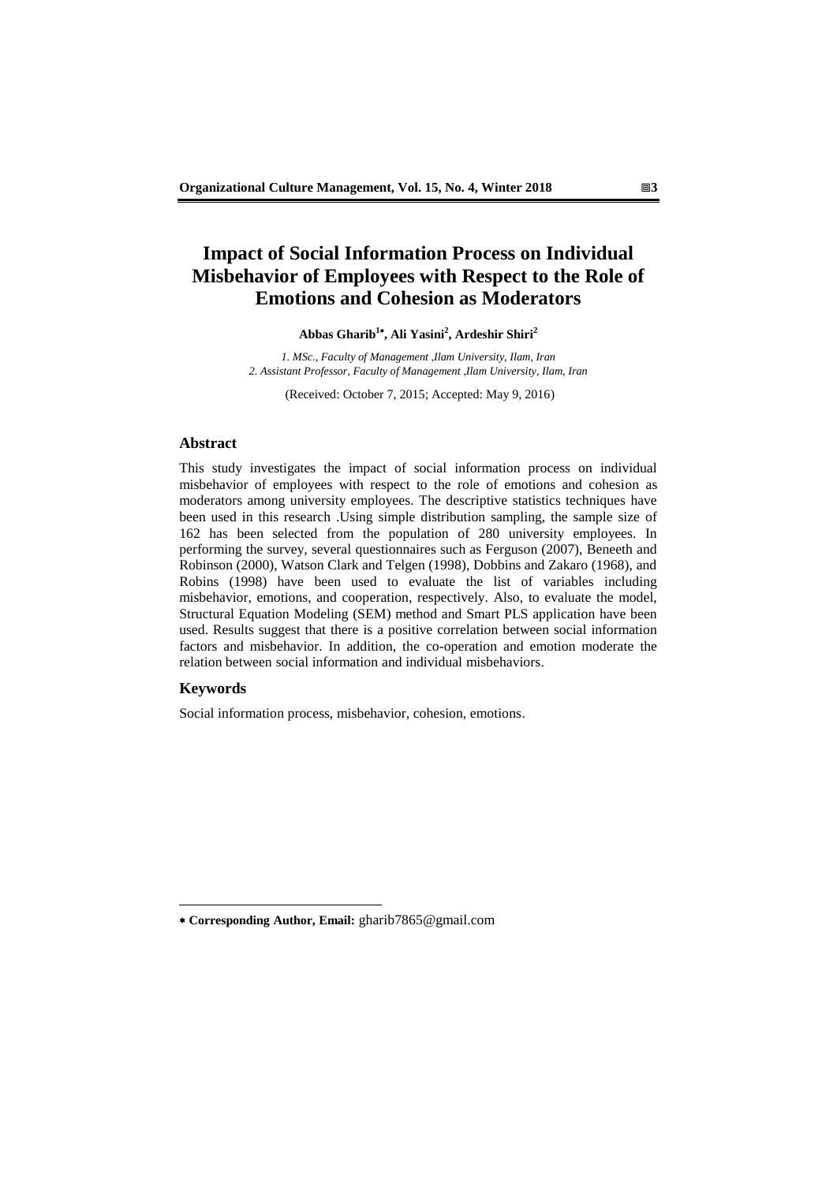# Impact of Social Information Process on Individual Misbehavior of Employees with Respect to the Role of Emotions and Cohesion as Moderators

**Abbas Gharib[1*], Ali Yasini[2], Ardeshir Shiri[2]**

*1. MSc., Faculty of Management ,Ilam University, Ilam, Iran*
*2. Assistant Professor, Faculty of Management ,Ilam University, Ilam, Iran*

(Received: October 7, 2015; Accepted: May 9, 2016)

## Abstract

This study investigates the impact of social information process on individual misbehavior of employees with respect to the role of emotions and cohesion as moderators among university employees. The descriptive statistics techniques have been used in this research .Using simple distribution sampling, the sample size of 162 has been selected from the population of 280 university employees. In performing the survey, several questionnaires such as Ferguson (2007), Beneeth and Robinson (2000), Watson Clark and Telgen (1998), Dobbins and Zakaro (1968), and Robins (1998) have been used to evaluate the list of variables including misbehavior, emotions, and cooperation, respectively. Also, to evaluate the model, Structural Equation Modeling (SEM) method and Smart PLS application have been used. Results suggest that there is a positive correlation between social information factors and misbehavior. In addition, the co-operation and emotion moderate the relation between social information and individual misbehaviors.

## Keywords

Social information process, misbehavior, cohesion, emotions.

---

* **Corresponding Author, Email:** gharib7865@gmail.com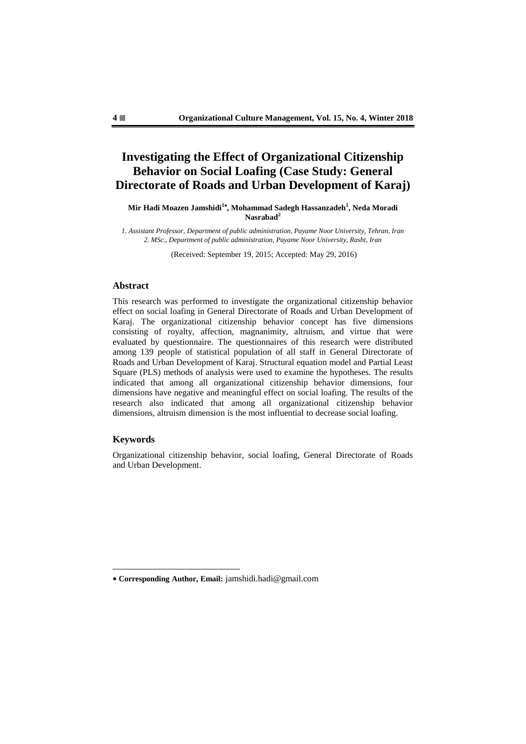# Investigating the Effect of Organizational Citizenship Behavior on Social Loafing (Case Study: General Directorate of Roads and Urban Development of Karaj)

**Mir Hadi Moazen Jamshidi[1*], Mohammad Sadegh Hassanzadeh[1], Neda Moradi Nasrabad[2]**

*1. Assistant Professor, Department of public administration, Payame Noor University, Tehran, Iran*
*2. MSc., Department of public administration, Payame Noor University, Rasht, Iran*

(Received: September 19, 2015; Accepted: May 29, 2016)

## Abstract

This research was performed to investigate the organizational citizenship behavior effect on social loafing in General Directorate of Roads and Urban Development of Karaj. The organizational citizenship behavior concept has five dimensions consisting of royalty, affection, magnanimity, altruism, and virtue that were evaluated by questionnaire. The questionnaires of this research were distributed among 139 people of statistical population of all staff in General Directorate of Roads and Urban Development of Karaj. Structural equation model and Partial Least Square (PLS) methods of analysis were used to examine the hypotheses. The results indicated that among all organizational citizenship behavior dimensions, four dimensions have negative and meaningful effect on social loafing. The results of the research also indicated that among all organizational citizenship behavior dimensions, altruism dimension is the most influential to decrease social loafing.

## Keywords

Organizational citizenship behavior, social loafing, General Directorate of Roads and Urban Development.

---

* **Corresponding Author, Email:** jamshidi.hadi@gmail.com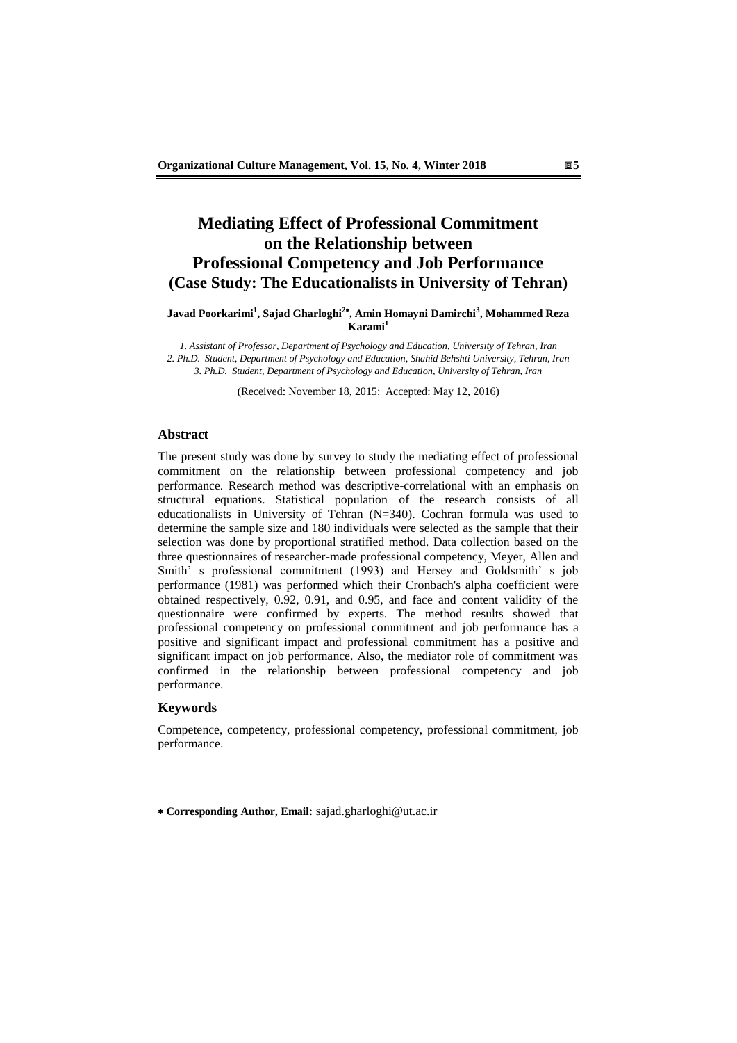# Mediating Effect of Professional Commitment on the Relationship between Professional Competency and Job Performance (Case Study: The Educationalists in University of Tehran)

**Javad Poorkarimi[1], Sajad Gharloghi[2*], Amin Homayni Damirchi[3], Mohammed Reza Karami[1]**

*1. Assistant of Professor, Department of Psychology and Education, University of Tehran, Iran*
*2. Ph.D. Student, Department of Psychology and Education, Shahid Behshti University, Tehran, Iran*
*3. Ph.D. Student, Department of Psychology and Education, University of Tehran, Iran*

(Received: November 18, 2015: Accepted: May 12, 2016)

## Abstract

The present study was done by survey to study the mediating effect of professional commitment on the relationship between professional competency and job performance. Research method was descriptive-correlational with an emphasis on structural equations. Statistical population of the research consists of all educationalists in University of Tehran (N=340). Cochran formula was used to determine the sample size and 180 individuals were selected as the sample that their selection was done by proportional stratified method. Data collection based on the three questionnaires of researcher-made professional competency, Meyer, Allen and Smith' s professional commitment (1993) and Hersey and Goldsmith' s job performance (1981) was performed which their Cronbach's alpha coefficient were obtained respectively, 0.92, 0.91, and 0.95, and face and content validity of the questionnaire were confirmed by experts. The method results showed that professional competency on professional commitment and job performance has a positive and significant impact and professional commitment has a positive and significant impact on job performance. Also, the mediator role of commitment was confirmed in the relationship between professional competency and job performance.

## Keywords

Competence, competency, professional competency, professional commitment, job performance.

---

* **Corresponding Author, Email:** sajad.gharloghi@ut.ac.ir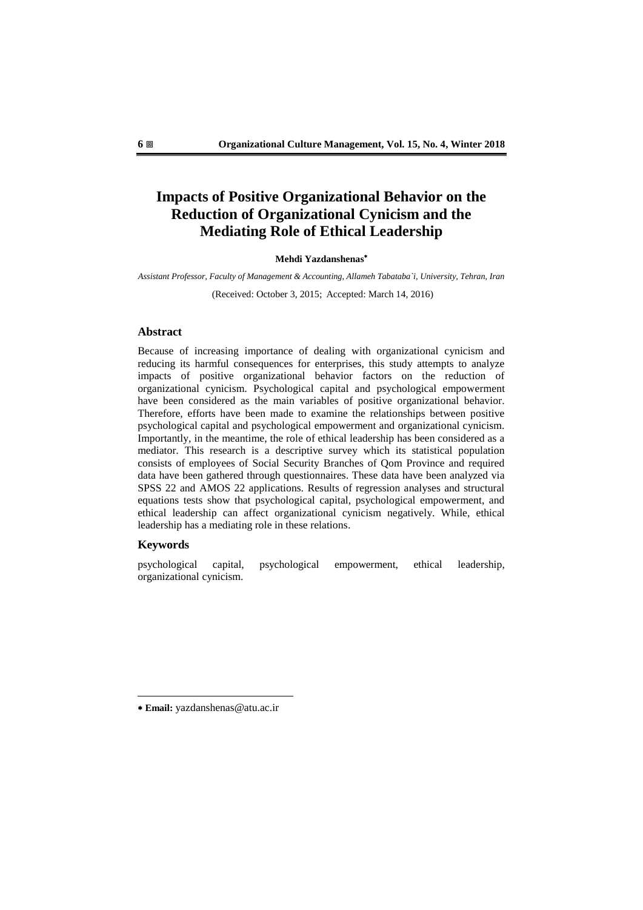# Impacts of Positive Organizational Behavior on the Reduction of Organizational Cynicism and the Mediating Role of Ethical Leadership

**Mehdi Yazdanshenas***

*Assistant Professor, Faculty of Management & Accounting, Allameh Tabataba`i, University, Tehran, Iran*

(Received: October 3, 2015; Accepted: March 14, 2016)

## Abstract

Because of increasing importance of dealing with organizational cynicism and reducing its harmful consequences for enterprises, this study attempts to analyze impacts of positive organizational behavior factors on the reduction of organizational cynicism. Psychological capital and psychological empowerment have been considered as the main variables of positive organizational behavior. Therefore, efforts have been made to examine the relationships between positive psychological capital and psychological empowerment and organizational cynicism. Importantly, in the meantime, the role of ethical leadership has been considered as a mediator. This research is a descriptive survey which its statistical population consists of employees of Social Security Branches of Qom Province and required data have been gathered through questionnaires. These data have been analyzed via SPSS 22 and AMOS 22 applications. Results of regression analyses and structural equations tests show that psychological capital, psychological empowerment, and ethical leadership can affect organizational cynicism negatively. While, ethical leadership has a mediating role in these relations.

## Keywords

psychological capital, psychological empowerment, ethical leadership, organizational cynicism.

---

* **Email:** yazdanshenas@atu.ac.ir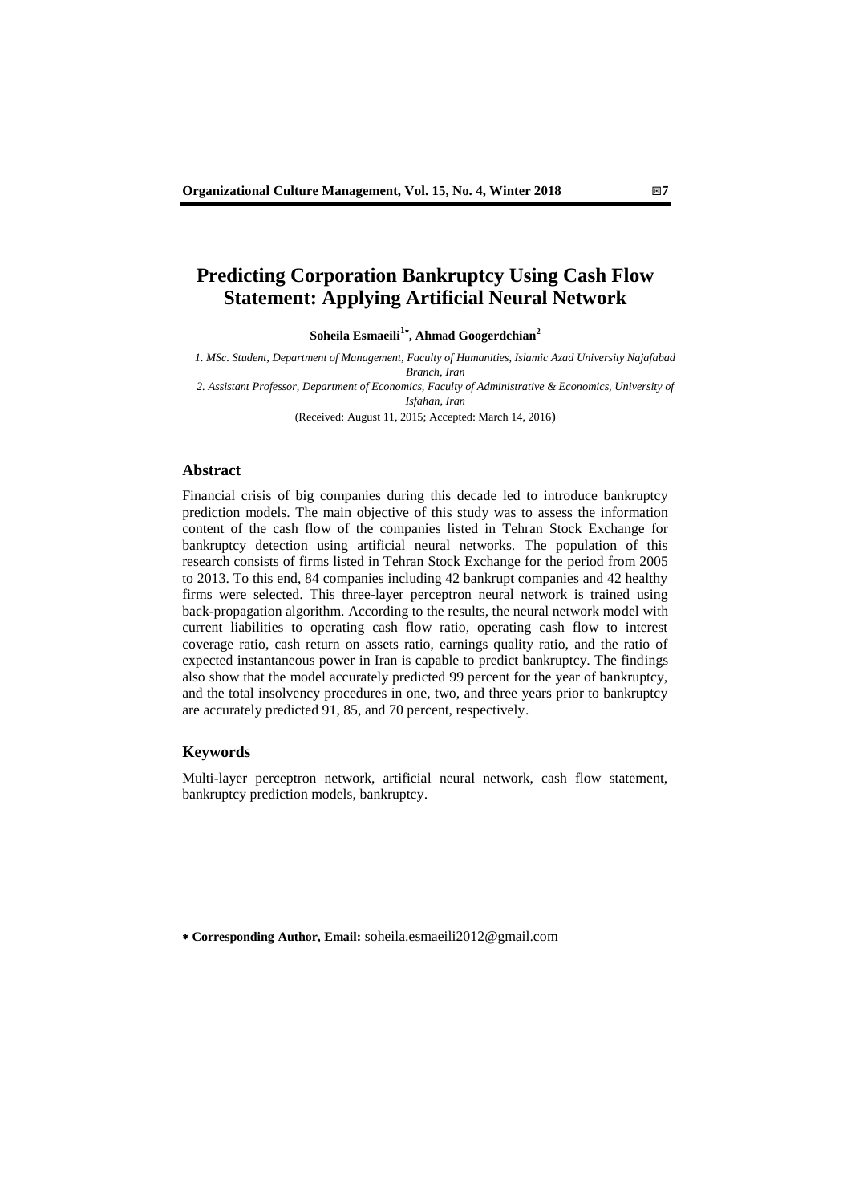# Predicting Corporation Bankruptcy Using Cash Flow Statement: Applying Artificial Neural Network

**Soheila Esmaeili[1*], Ahmad Googerdchian[2]**

*1. MSc. Student, Department of Management, Faculty of Humanities, Islamic Azad University Najafabad Branch, Iran*

*2. Assistant Professor, Department of Economics, Faculty of Administrative & Economics, University of Isfahan, Iran*

(Received: August 11, 2015; Accepted: March 14, 2016)

## Abstract

Financial crisis of big companies during this decade led to introduce bankruptcy prediction models. The main objective of this study was to assess the information content of the cash flow of the companies listed in Tehran Stock Exchange for bankruptcy detection using artificial neural networks. The population of this research consists of firms listed in Tehran Stock Exchange for the period from 2005 to 2013. To this end, 84 companies including 42 bankrupt companies and 42 healthy firms were selected. This three-layer perceptron neural network is trained using back-propagation algorithm. According to the results, the neural network model with current liabilities to operating cash flow ratio, operating cash flow to interest coverage ratio, cash return on assets ratio, earnings quality ratio, and the ratio of expected instantaneous power in Iran is capable to predict bankruptcy. The findings also show that the model accurately predicted 99 percent for the year of bankruptcy, and the total insolvency procedures in one, two, and three years prior to bankruptcy are accurately predicted 91, 85, and 70 percent, respectively.

## Keywords

Multi-layer perceptron network, artificial neural network, cash flow statement, bankruptcy prediction models, bankruptcy.

---

\* **Corresponding Author, Email:** soheila.esmaeili2012@gmail.com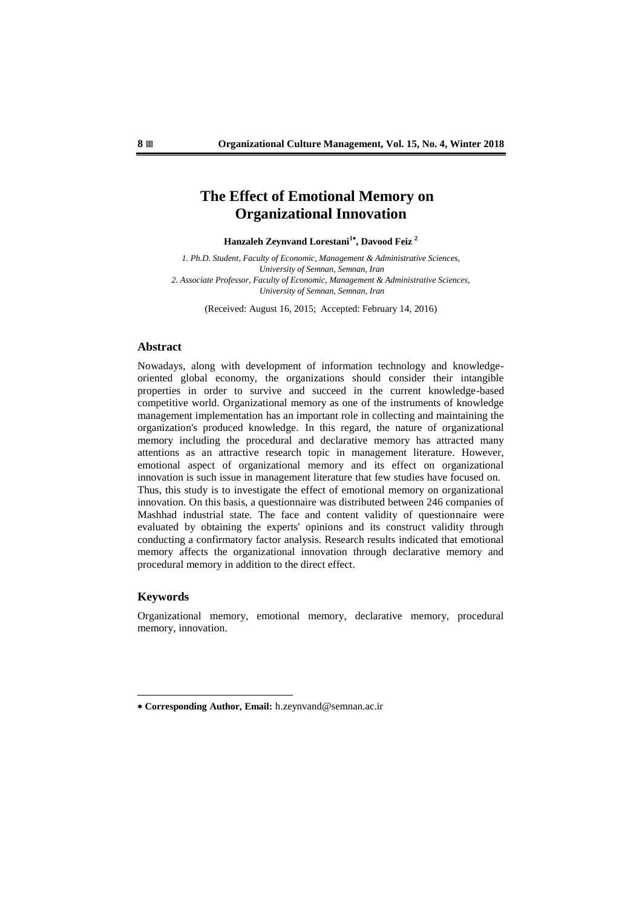# The Effect of Emotional Memory on Organizational Innovation

**Hanzaleh Zeynvand Lorestani[1*], Davood Feiz [2]**

*1. Ph.D. Student, Faculty of Economic, Management & Administrative Sciences, University of Semnan, Semnan, Iran*
*2. Associate Professor, Faculty of Economic, Management & Administrative Sciences, University of Semnan, Semnan, Iran*

(Received: August 16, 2015; Accepted: February 14, 2016)

## Abstract

Nowadays, along with development of information technology and knowledge-oriented global economy, the organizations should consider their intangible properties in order to survive and succeed in the current knowledge-based competitive world. Organizational memory as one of the instruments of knowledge management implementation has an important role in collecting and maintaining the organization's produced knowledge. In this regard, the nature of organizational memory including the procedural and declarative memory has attracted many attentions as an attractive research topic in management literature. However, emotional aspect of organizational memory and its effect on organizational innovation is such issue in management literature that few studies have focused on. Thus, this study is to investigate the effect of emotional memory on organizational innovation. On this basis, a questionnaire was distributed between 246 companies of Mashhad industrial state. The face and content validity of questionnaire were evaluated by obtaining the experts' opinions and its construct validity through conducting a confirmatory factor analysis. Research results indicated that emotional memory affects the organizational innovation through declarative memory and procedural memory in addition to the direct effect.

## Keywords

Organizational memory, emotional memory, declarative memory, procedural memory, innovation.

---

* **Corresponding Author, Email:** h.zeynvand@semnan.ac.ir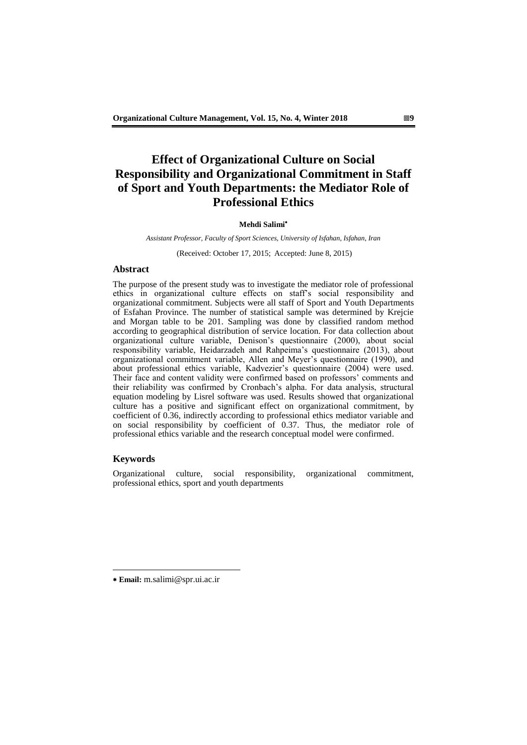# Effect of Organizational Culture on Social Responsibility and Organizational Commitment in Staff of Sport and Youth Departments: the Mediator Role of Professional Ethics

**Mehdi Salimi**[*]

*Assistant Professor, Faculty of Sport Sciences, University of Isfahan, Isfahan, Iran*

(Received: October 17, 2015; Accepted: June 8, 2015)

## Abstract

The purpose of the present study was to investigate the mediator role of professional ethics in organizational culture effects on staff's social responsibility and organizational commitment. Subjects were all staff of Sport and Youth Departments of Esfahan Province. The number of statistical sample was determined by Krejcie and Morgan table to be 201. Sampling was done by classified random method according to geographical distribution of service location. For data collection about organizational culture variable, Denison's questionnaire (2000), about social responsibility variable, Heidarzadeh and Rahpeima's questionnaire (2013), about organizational commitment variable, Allen and Meyer's questionnaire (1990), and about professional ethics variable, Kadvezier's questionnaire (2004) were used. Their face and content validity were confirmed based on professors' comments and their reliability was confirmed by Cronbach's alpha. For data analysis, structural equation modeling by Lisrel software was used. Results showed that organizational culture has a positive and significant effect on organizational commitment, by coefficient of 0.36, indirectly according to professional ethics mediator variable and on social responsibility by coefficient of 0.37. Thus, the mediator role of professional ethics variable and the research conceptual model were confirmed.

## Keywords

Organizational culture, social responsibility, organizational commitment, professional ethics, sport and youth departments

---

[*] **Email:** m.salimi@spr.ui.ac.ir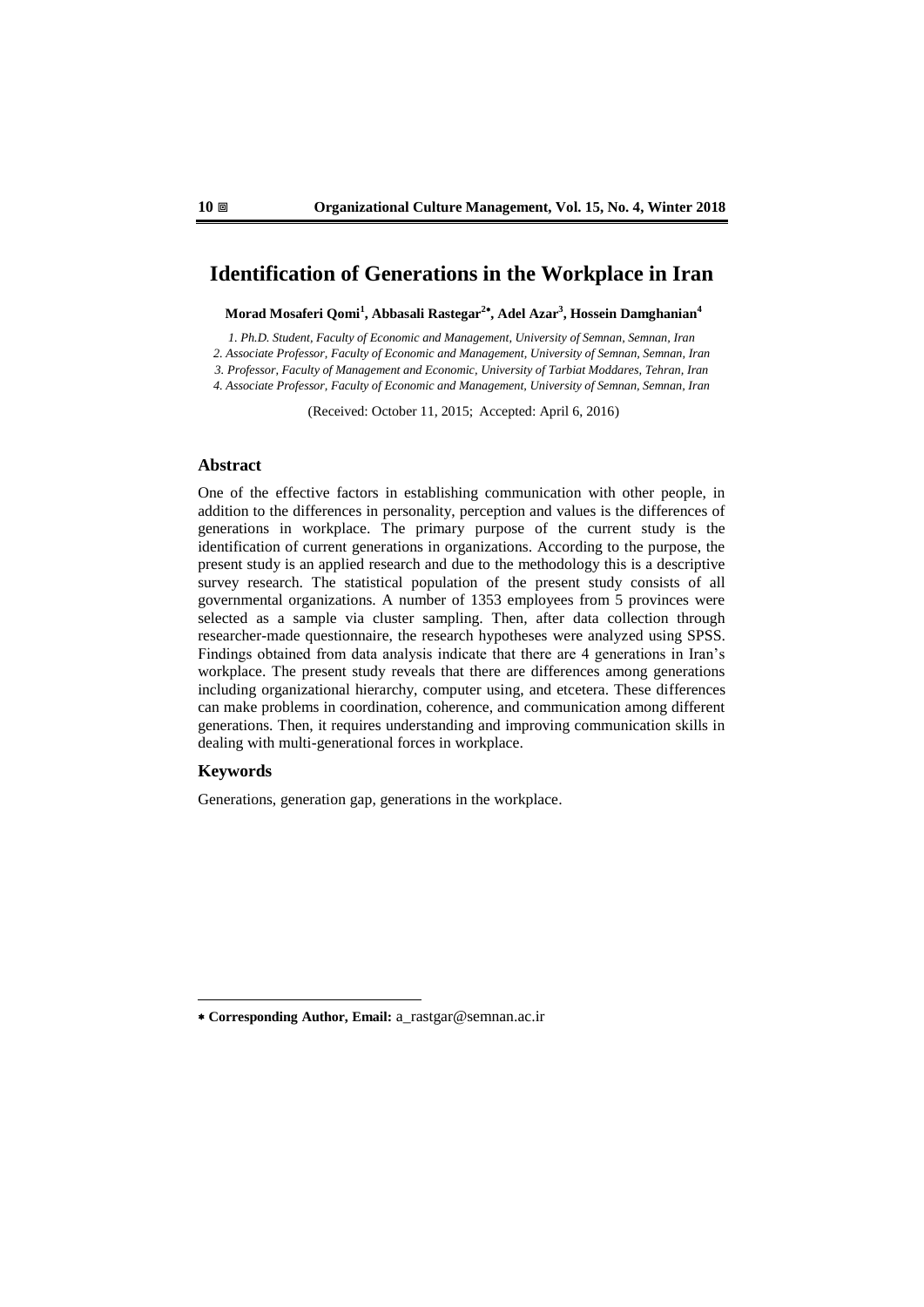# Identification of Generations in the Workplace in Iran

**Morad Mosaferi Qomi[1], Abbasali Rastegar[2*], Adel Azar[3], Hossein Damghanian[4]**

*1. Ph.D. Student, Faculty of Economic and Management, University of Semnan, Semnan, Iran*

*2. Associate Professor, Faculty of Economic and Management, University of Semnan, Semnan, Iran*

*3. Professor, Faculty of Management and Economic, University of Tarbiat Moddares, Tehran, Iran*

*4. Associate Professor, Faculty of Economic and Management, University of Semnan, Semnan, Iran*

(Received: October 11, 2015; Accepted: April 6, 2016)

## Abstract

One of the effective factors in establishing communication with other people, in addition to the differences in personality, perception and values is the differences of generations in workplace. The primary purpose of the current study is the identification of current generations in organizations. According to the purpose, the present study is an applied research and due to the methodology this is a descriptive survey research. The statistical population of the present study consists of all governmental organizations. A number of 1353 employees from 5 provinces were selected as a sample via cluster sampling. Then, after data collection through researcher-made questionnaire, the research hypotheses were analyzed using SPSS. Findings obtained from data analysis indicate that there are 4 generations in Iran's workplace. The present study reveals that there are differences among generations including organizational hierarchy, computer using, and etcetera. These differences can make problems in coordination, coherence, and communication among different generations. Then, it requires understanding and improving communication skills in dealing with multi-generational forces in workplace.

## Keywords

Generations, generation gap, generations in the workplace.

---

* **Corresponding Author, Email:** a_rastgar@semnan.ac.ir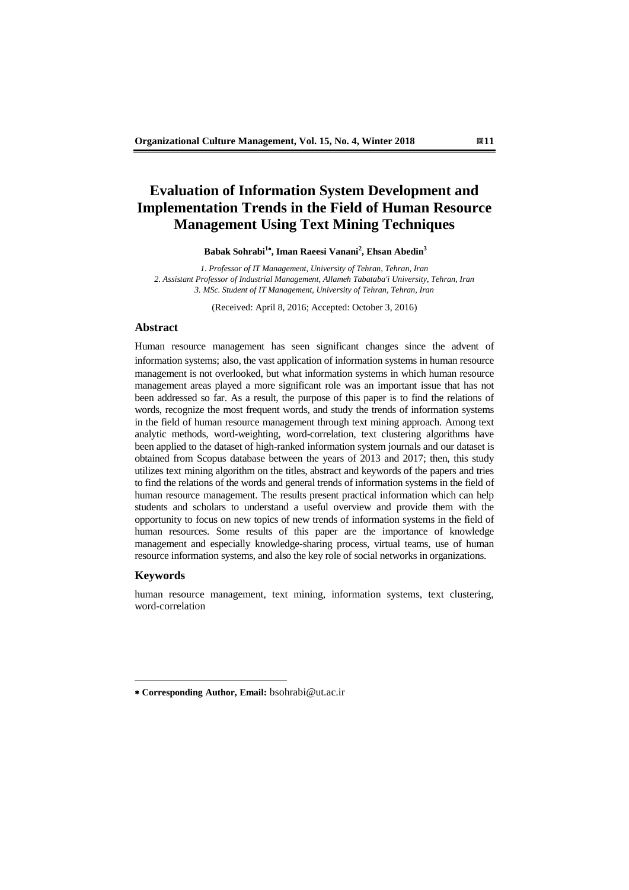# Evaluation of Information System Development and Implementation Trends in the Field of Human Resource Management Using Text Mining Techniques

**Babak Sohrabi[1*], Iman Raeesi Vanani[2], Ehsan Abedin[3]**

*1. Professor of IT Management, University of Tehran, Tehran, Iran*
*2. Assistant Professor of Industrial Management, Allameh Tabataba'i University, Tehran, Iran*
*3. MSc. Student of IT Management, University of Tehran, Tehran, Iran*

(Received: April 8, 2016; Accepted: October 3, 2016)

## Abstract

Human resource management has seen significant changes since the advent of information systems; also, the vast application of information systems in human resource management is not overlooked, but what information systems in which human resource management areas played a more significant role was an important issue that has not been addressed so far. As a result, the purpose of this paper is to find the relations of words, recognize the most frequent words, and study the trends of information systems in the field of human resource management through text mining approach. Among text analytic methods, word-weighting, word-correlation, text clustering algorithms have been applied to the dataset of high-ranked information system journals and our dataset is obtained from Scopus database between the years of 2013 and 2017; then, this study utilizes text mining algorithm on the titles, abstract and keywords of the papers and tries to find the relations of the words and general trends of information systems in the field of human resource management. The results present practical information which can help students and scholars to understand a useful overview and provide them with the opportunity to focus on new topics of new trends of information systems in the field of human resources. Some results of this paper are the importance of knowledge management and especially knowledge-sharing process, virtual teams, use of human resource information systems, and also the key role of social networks in organizations.

## Keywords

human resource management, text mining, information systems, text clustering, word-correlation

* **Corresponding Author, Email:** bsohrabi@ut.ac.ir